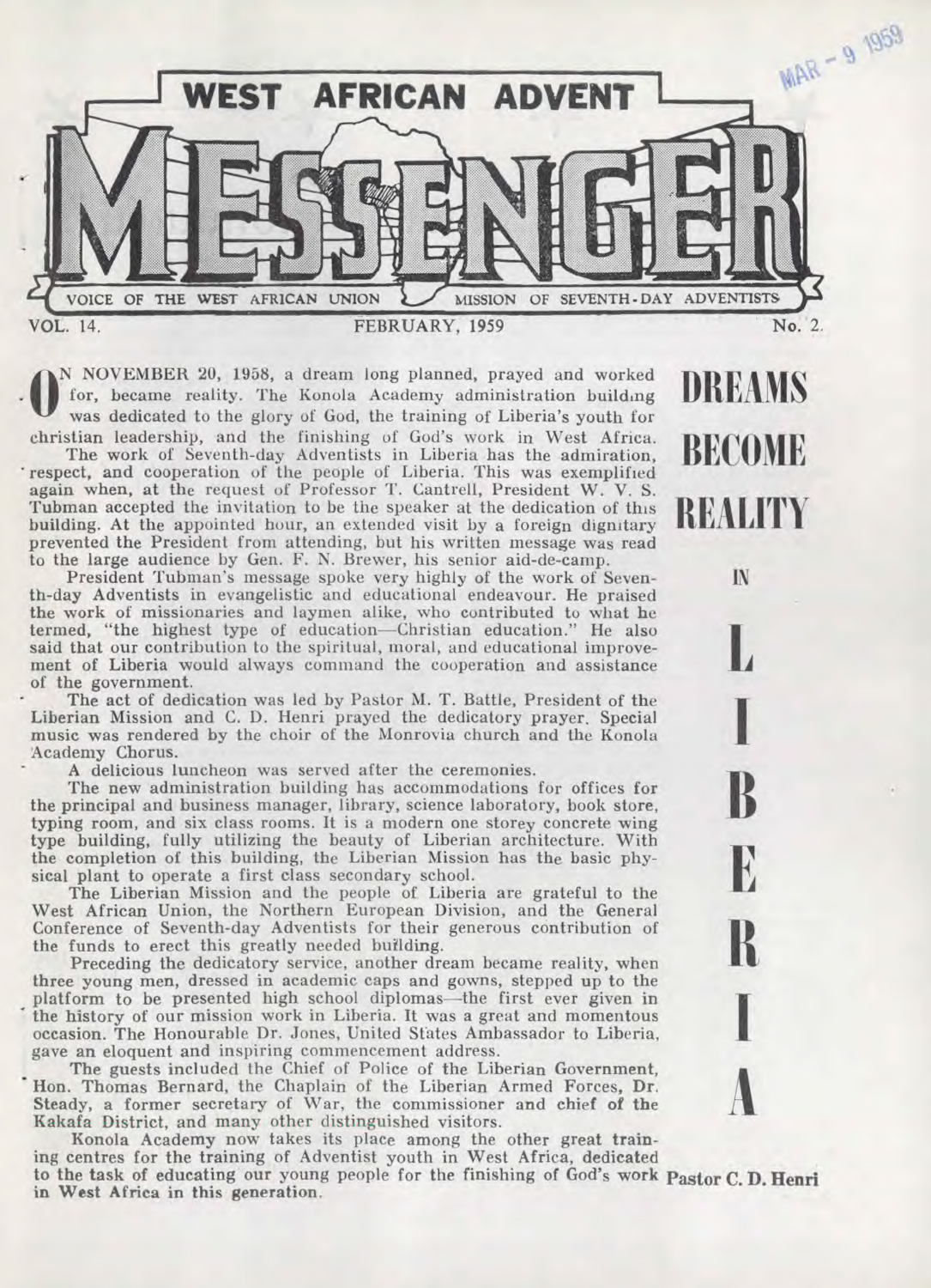# WEST AFRICAN ADVENT MESSENGER

VOICE OF THE WEST AFRICAN UNION MISSION OF SEVENTH-DAY ADVENTISTS

VOL. 14. FEBRUARY, 1959 No. 2.

MAR - 9 1959

## DREAMS BECOME REALITY IN LIBERIA

ON NOVEMBER 20, 1958, a dream long planned, prayed and worked for, became reality. The Konola Academy administration building was dedicated to the glory of God, the training of Liberia's youth for christian leadership, and the finishing of God's work in West Africa.

The work of Seventh-day Adventists in Liberia has the admiration, respect, and cooperation of the people of Liberia. This was exemplified again when, at the request of Professor T. Cantrell, President W. V. S. Tubman accepted the invitation to be the speaker at the dedication of this building. At the appointed hour, an extended visit by a foreign dignitary prevented the President from attending, but his written message was read to the large audience by Gen. F. N. Brewer, his senior aid-de-camp.

President Tubman's message spoke very highly of the work of Seventh-day Adventists in evangelistic and educational endeavour. He praised the work of missionaries and laymen alike, who contributed to what he termed, "the highest type of education—Christian education." He also said that our contribution to the spiritual, moral, and educational improvement of Liberia would always command the cooperation and assistance of the government.

The act of dedication was led by Pastor M. T. Battle, President of the Liberian Mission and C. D. Henri prayed the dedicatory prayer. Special music was rendered by the choir of the Monrovia church and the Konola Academy Chorus.

A delicious luncheon was served after the ceremonies.

The new administration building has accommodations for offices for the principal and business manager, library, science laboratory, book store, typing room, and six class rooms. It is a modern one storey concrete wing type building, fully utilizing the beauty of Liberian architecture. With the completion of this building, the Liberian Mission has the basic physical plant to operate a first class secondary school.

The Liberian Mission and the people of Liberia are grateful to the West African Union, the Northern European Division, and the General Conference of Seventh-day Adventists for their generous contribution of the funds to erect this greatly needed building.

Preceding the dedicatory service, another dream became reality, when three young men, dressed in academic caps and gowns, stepped up to the platform to be presented high school diplomas—the first ever given in the history of our mission work in Liberia. It was a great and momentous occasion. The Honourable Dr. Jones, United States Ambassador to Liberia, gave an eloquent and inspiring commencement address.

The guests included the Chief of Police of the Liberian Government, Hon. Thomas Bernard, the Chaplain of the Liberian Armed Forces, Dr. Steady, a former secretary of War, the commissioner and chief of the Kakafa District, and many other distinguished visitors.

Konola Academy now takes its place among the other great training centres for the training of Adventist youth in West Africa, dedicated to the task of educating our young people for the finishing of God's work in West Africa in this generation.

**Pastor C. D. Henri**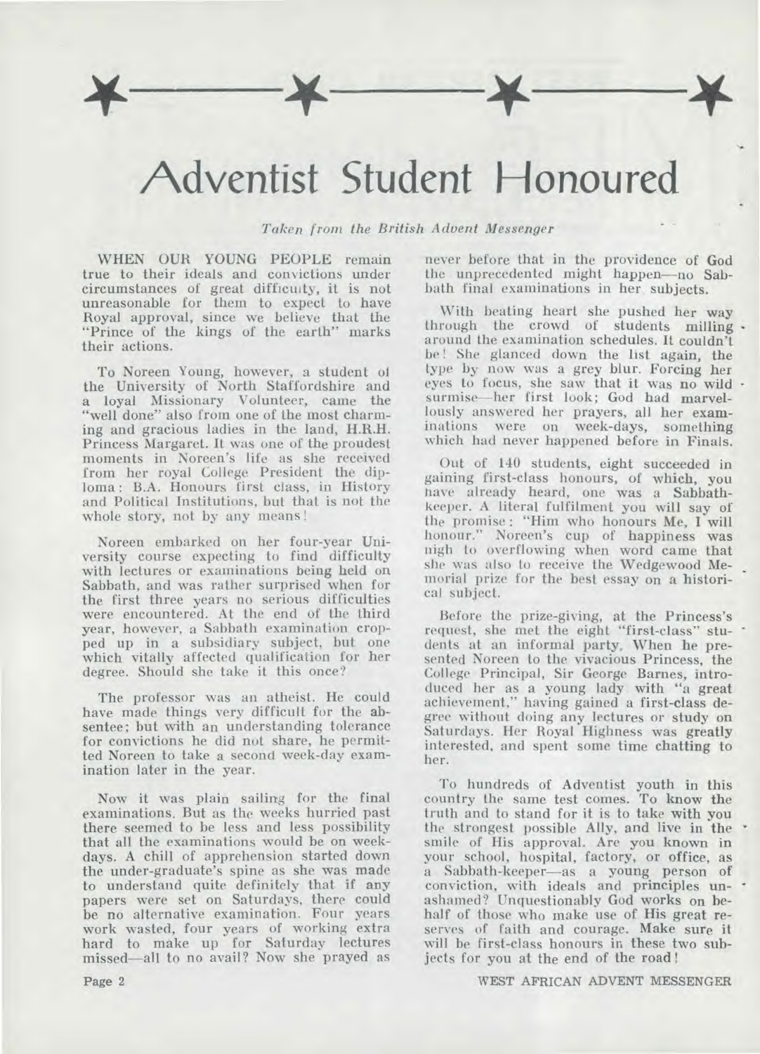# Adventist Student Honoured

*Taken from the British Advent Messenger*

WHEN OUR YOUNG PEOPLE remain true to their ideals and convictions under circumstances of great difficulty, it is not unreasonable for them to expect to have Royal approval, since we believe that the "Prince of the kings of the earth" marks their actions.

To Noreen Young, however, a student of the University of North Staffordshire and a loyal Missionary Volunteer, came the "well done" also from one of the most charming and gracious ladies in the land, H.R.H. Princess Margaret. It was one of the proudest moments in Noreen's life as she received from her royal College President the diploma: B.A. Honours first class, in History and Political Institutions, but that is not the whole story, not by any means!

Noreen embarked on her four-year University course expecting to find difficulty with lectures or examinations being held on Sabbath, and was rather surprised when for the first three years no serious difficulties were encountered. At the end of the third year, however, a Sabbath examination cropped up in a subsidiary subject, but one which vitally affected qualification for her degree. Should she take it this once?

The professor was an atheist. He could have made things very difficult for the absentee; but with an understanding tolerance for convictions he did not share, he permitted Noreen to take a second week-day examination later in the year.

Now it was plain sailing for the final examinations. But as the weeks hurried past there seemed to be less and less possibility that all the examinations would be on weekdays. A chill of apprehension started down the under-graduate's spine as she was made to understand quite definitely that if any papers were set on Saturdays, there could be no alternative examination. Four years work wasted, four years of working extra hard to make up for Saturday lectures missed—all to no avail? Now she prayed as never before that in the providence of God the unprecedented might happen—no Sabbath final examinations in her subjects.

With beating heart she pushed her way through the crowd of students milling around the examination schedules. It couldn't be! She glanced down the list again, the type by now was a grey blur. Forcing her eyes to focus, she saw that it was no wild surmise—her first look; God had marvellously answered her prayers, all her examinations were on week-days, something which had never happened before in Finals.

Out of 140 students, eight succeeded in gaining first-class honours, of which, you have already heard, one was a Sabbath-keeper. A literal fulfilment you will say of the promise: "Him who honours Me, I will honour." Noreen's cup of happiness was nigh to overflowing when word came that she was also to receive the Wedgewood Memorial prize for the best essay on a historical subject.

Before the prize-giving, at the Princess's request, she met the eight "first-class" students at an informal party. When he presented Noreen to the vivacious Princess, the College Principal, Sir George Barnes, introduced her as a young lady with "a great achievement," having gained a first-class degree without doing any lectures or study on Saturdays. Her Royal Highness was greatly interested, and spent some time chatting to her.

To hundreds of Adventist youth in this country the same test comes. To know the truth and to stand for it is to take with you the strongest possible Ally, and live in the smile of His approval. Are you known in your school, hospital, factory, or office, as a Sabbath-keeper—as a young person of conviction, with ideals and principles unashamed? Unquestionably God works on behalf of those who make use of His great reserves of faith and courage. Make sure it will be first-class honours in these two subjects for you at the end of the road!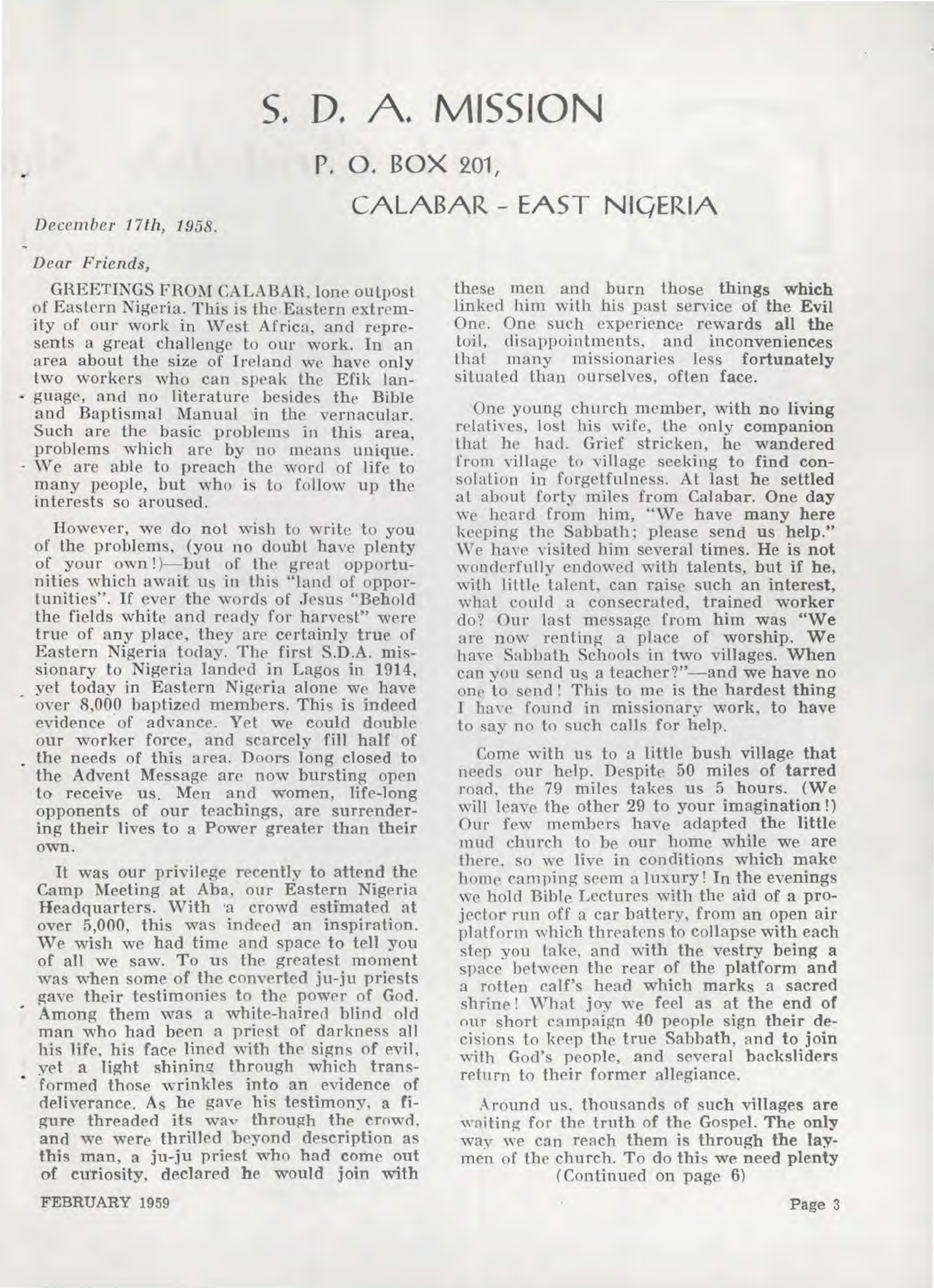# S. D. A. MISSION

## P. O. BOX 201,

## CALABAR - EAST NIGERIA

*December 17th, 1958.*

*Dear Friends,*

GREETINGS FROM CALABAR, lone outpost of Eastern Nigeria. This is the Eastern extremity of our work in West Africa, and represents a great challenge to our work. In an area about the size of Ireland we have only two workers who can speak the Efik language, and no literature besides the Bible and Baptismal Manual in the vernacular. Such are the basic problems in this area, problems which are by no means unique. We are able to preach the word of life to many people, but who is to follow up the interests so aroused.

However, we do not wish to write to you of the problems, (you no doubt have plenty of your own!)—but of the great opportunities which await us in this "land of opportunities". If ever the words of Jesus "Behold the fields white and ready for harvest" were true of any place, they are certainly true of Eastern Nigeria today. The first S.D.A. missionary to Nigeria landed in Lagos in 1914, yet today in Eastern Nigeria alone we have over 8,000 baptized members. This is indeed evidence of advance. Yet we could double our worker force, and scarcely fill half of the needs of this area. Doors long closed to the Advent Message are now bursting open to receive us. Men and women, life-long opponents of our teachings, are surrendering their lives to a Power greater than their own.

It was our privilege recently to attend the Camp Meeting at Aba, our Eastern Nigeria Headquarters. With a crowd estimated at over 5,000, this was indeed an inspiration. We wish we had time and space to tell you of all we saw. To us the greatest moment was when some of the converted ju-ju priests gave their testimonies to the power of God. Among them was a white-haired blind old man who had been a priest of darkness all his life, his face lined with the signs of evil, yet a light shining through which transformed those wrinkles into an evidence of deliverance. As he gave his testimony, a figure threaded its way through the crowd, and we were thrilled beyond description as this man, a ju-ju priest who had come out of curiosity, declared he would join with these men and burn those things which linked him with his past service of the Evil One. One such experience rewards all the toil, disappointments, and inconveniences that many missionaries less fortunately situated than ourselves, often face.

One young church member, with no living relatives, lost his wife, the only companion that he had. Grief stricken, he wandered from village to village seeking to find consolation in forgetfulness. At last he settled at about forty miles from Calabar. One day we heard from him, "We have many here keeping the Sabbath; please send us help." We have visited him several times. He is not wonderfully endowed with talents, but if he, with little talent, can raise such an interest, what could a consecrated, trained worker do? Our last message from him was "We are now renting a place of worship. We have Sabbath Schools in two villages. When can you send us a teacher?"—and we have no one to send! This to me is the hardest thing I have found in missionary work, to have to say no to such calls for help.

Come with us to a little bush village that needs our help. Despite 50 miles of tarred road, the 79 miles takes us 5 hours. (We will leave the other 29 to your imagination!) Our few members have adapted the little mud church to be our home while we are there, so we live in conditions which make home camping seem a luxury! In the evenings we hold Bible Lectures with the aid of a projector run off a car battery, from an open air platform which threatens to collapse with each step you take, and with the vestry being a space between the rear of the platform and a rotten calf's head which marks a sacred shrine! What joy we feel as at the end of our short campaign 40 people sign their decisions to keep the true Sabbath, and to join with God's people, and several backsliders return to their former allegiance.

Around us, thousands of such villages are waiting for the truth of the Gospel. The only way we can reach them is through the laymen of the church. To do this we need plenty

(Continued on page 6)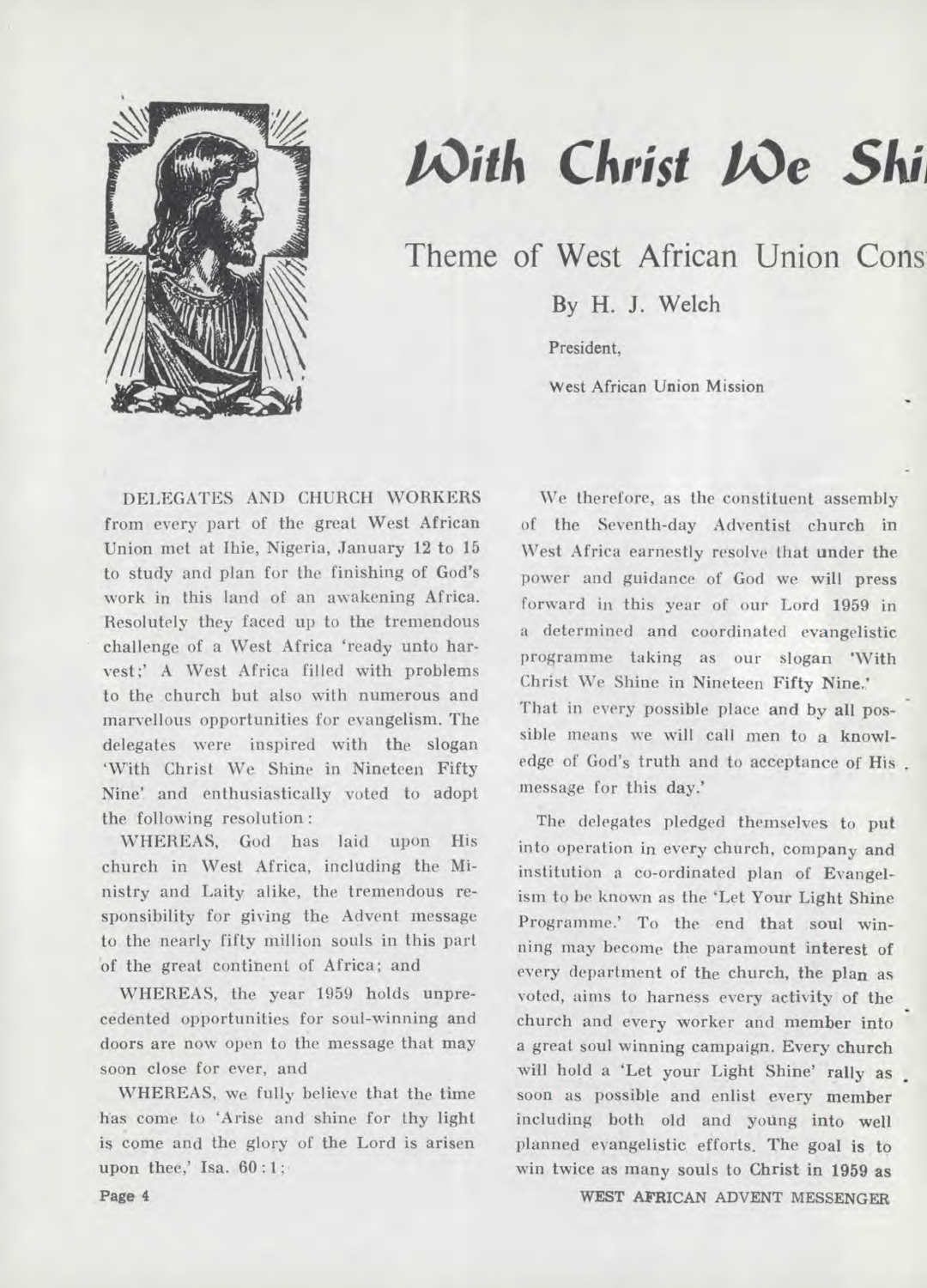# With Christ We Shi

## Theme of West African Union Cons

By H. J. Welch

President,

West African Union Mission

DELEGATES AND CHURCH WORKERS from every part of the great West African Union met at Ihie, Nigeria, January 12 to 15 to study and plan for the finishing of God's work in this land of an awakening Africa. Resolutely they faced up to the tremendous challenge of a West Africa 'ready unto harvest;' A West Africa filled with problems to the church but also with numerous and marvellous opportunities for evangelism. The delegates were inspired with the slogan 'With Christ We Shine in Nineteen Fifty Nine' and enthusiastically voted to adopt the following resolution:

WHEREAS, God has laid upon His church in West Africa, including the Ministry and Laity alike, the tremendous responsibility for giving the Advent message to the nearly fifty million souls in this part of the great continent of Africa; and

WHEREAS, the year 1959 holds unprecedented opportunities for soul-winning and doors are now open to the message that may soon close for ever, and

WHEREAS, we fully believe that the time has come to 'Arise and shine for thy light is come and the glory of the Lord is arisen upon thee,' Isa. 60:1;

We therefore, as the constituent assembly of the Seventh-day Adventist church in West Africa earnestly resolve that under the power and guidance of God we will press forward in this year of our Lord 1959 in a determined and coordinated evangelistic programme taking as our slogan 'With Christ We Shine in Nineteen Fifty Nine.' That in every possible place and by all possible means we will call men to a knowledge of God's truth and to acceptance of His message for this day.'

The delegates pledged themselves to put into operation in every church, company and institution a co-ordinated plan of Evangelism to be known as the 'Let Your Light Shine Programme.' To the end that soul winning may become the paramount interest of every department of the church, the plan as voted, aims to harness every activity of the church and every worker and member into a great soul winning campaign. Every church will hold a 'Let your Light Shine' rally as soon as possible and enlist every member including both old and young into well planned evangelistic efforts. The goal is to win twice as many souls to Christ in 1959 as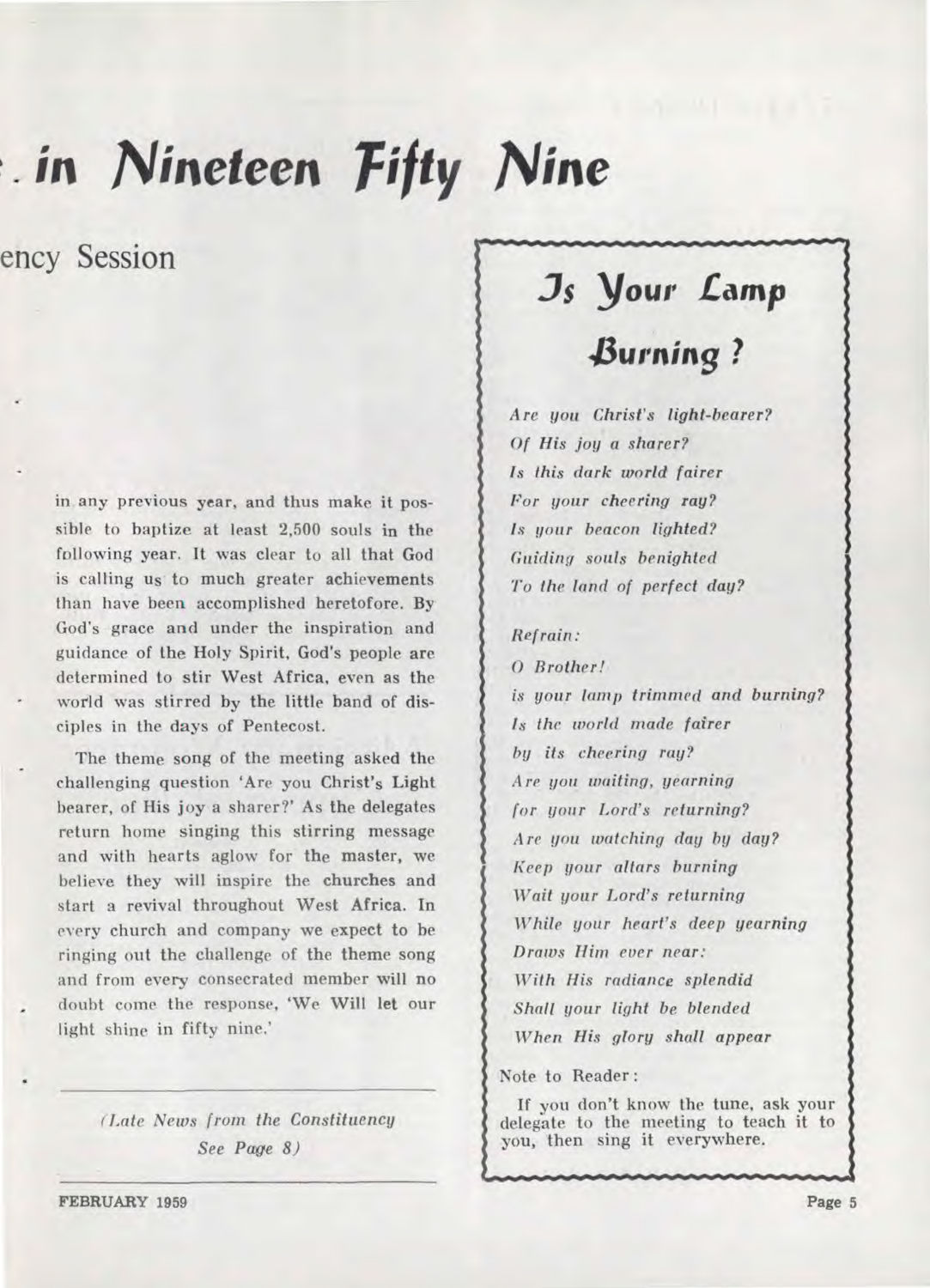# . in Nineteen Fifty Nine

## ency Session

in any previous year, and thus make it possible to baptize at least 2,500 souls in the following year. It was clear to all that God is calling us to much greater achievements than have been accomplished heretofore. By God's grace and under the inspiration and guidance of the Holy Spirit, God's people are determined to stir West Africa, even as the world was stirred by the little band of disciples in the days of Pentecost.

The theme song of the meeting asked the challenging question 'Are you Christ's Light bearer, of His joy a sharer?' As the delegates return home singing this stirring message and with hearts aglow for the master, we believe they will inspire the churches and start a revival throughout West Africa. In every church and company we expect to be ringing out the challenge of the theme song and from every consecrated member will no doubt come the response, 'We Will let our light shine in fifty nine.'

*(Late News from the Constituency See Page 8)*

---

## Is Your Lamp Burning?

*Are you Christ's light-bearer?*
*Of His joy a sharer?*
*Is this dark world fairer*
*For your cheering ray?*
*Is your beacon lighted?*
*Guiding souls benighted*
*To the land of perfect day?*

*Refrain:*

*O Brother!*
*is your lamp trimmed and burning?*
*Is the world made fairer*
*by its cheering ray?*
*Are you waiting, yearning*
*for your Lord's returning?*
*Are you watching day by day?*
*Keep your altars burning*
*Wait your Lord's returning*
*While your heart's deep yearning*
*Draws Him ever near:*
*With His radiance splendid*
*Shall your light be blended*
*When His glory shall appear*

Note to Reader:

If you don't know the tune, ask your delegate to the meeting to teach it to you, then sing it everywhere.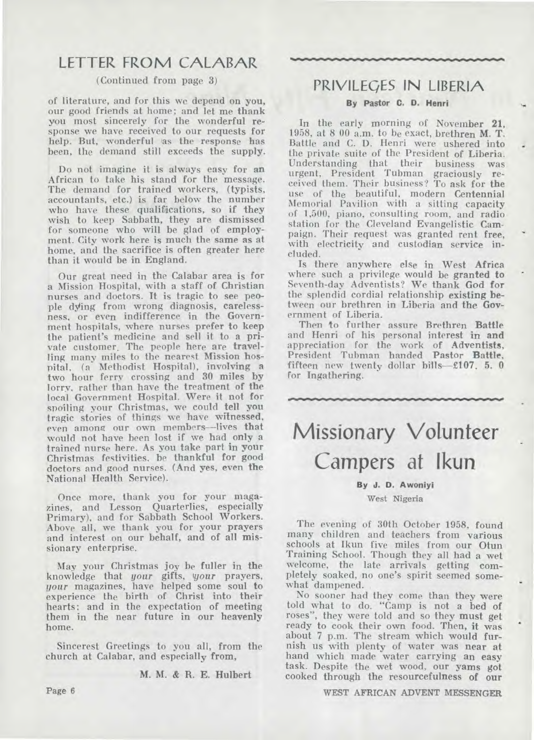## LETTER FROM CALABAR

(Continued from page 3)

of literature, and for this we depend on you, our good friends at home; and let me thank you most sincerely for the wonderful response we have received to our requests for help. But, wonderful as the response has been, the demand still exceeds the supply.

Do not imagine it is always easy for an African to take his stand for the message. The demand for trained workers, (typists, accountants, etc.) is far below the number who have these qualifications, so if they wish to keep Sabbath, they are dismissed for someone who will be glad of employment. City work here is much the same as at home, and the sacrifice is often greater here than it would be in England.

Our great need in the Calabar area is for a Mission Hospital, with a staff of Christian nurses and doctors. It is tragic to see people dying from wrong diagnosis, carelessness, or even indifference in the Government hospitals, where nurses prefer to keep the patient's medicine and sell it to a private customer. The people here are travelling many miles to the nearest Mission hospital, (a Methodist Hospital), involving a two hour ferry crossing and 30 miles by lorry, rather than have the treatment of the local Government Hospital. Were it not for spoiling your Christmas, we could tell you tragic stories of things we have witnessed, even among our own members—lives that would not have been lost if we had only a trained nurse here. As you take part in your Christmas festivities, be thankful for good doctors and good nurses. (And yes, even the National Health Service).

Once more, thank you for your magazines, and Lesson Quarterlies, especially Primary), and for Sabbath School Workers. Above all, we thank you for your prayers and interest on our behalf, and of all missionary enterprise.

May your Christmas joy be fuller in the knowledge that *your* gifts, *your* prayers, *your* magazines, have helped some soul to experience the birth of Christ into their hearts; and in the expectation of meeting them in the near future in our heavenly home.

Sincerest Greetings to you all, from the church at Calabar, and especially from,

M. M. & R. E. Hulbert

## PRIVILEGES IN LIBERIA

**By Pastor C. D. Henri**

In the early morning of November 21, 1958, at 8 00 a.m. to be exact, brethren M. T. Battle and C. D. Henri were ushered into the private suite of the President of Liberia. Understanding that their business was urgent, President Tubman graciously received them. Their business? To ask for the use of the beautiful, modern Centennial Memorial Pavilion with a sitting capacity of 1,500, piano, consulting room, and radio station for the Cleveland Evangelistic Campaign. Their request was granted rent free, with electricity and custodian service included.

Is there anywhere else in West Africa where such a privilege would be granted to Seventh-day Adventists? We thank God for the splendid cordial relationship existing between our brethren in Liberia and the Government of Liberia.

Then to further assure Brethren Battle and Henri of his personal interest in and appreciation for the work of Adventists, President Tubman handed Pastor Battle, fifteen new twenty dollar bills—£107. 5. 0 for Ingathering.

# Missionary Volunteer Campers at Ikun

**By J. D. Awoniyi**

West Nigeria

The evening of 30th October 1958, found many children and teachers from various schools at Ikun five miles from our Otun Training School. Though they all had a wet welcome, the late arrivals getting completely soaked, no one's spirit seemed somewhat dampened.

No sooner had they come than they were told what to do. "Camp is not a bed of roses", they were told and so they must get ready to cook their own food. Then, it was about 7 p.m. The stream which would furnish us with plenty of water was near at hand which made water carrying an easy task. Despite the wet wood, our yams got cooked through the resourcefulness of our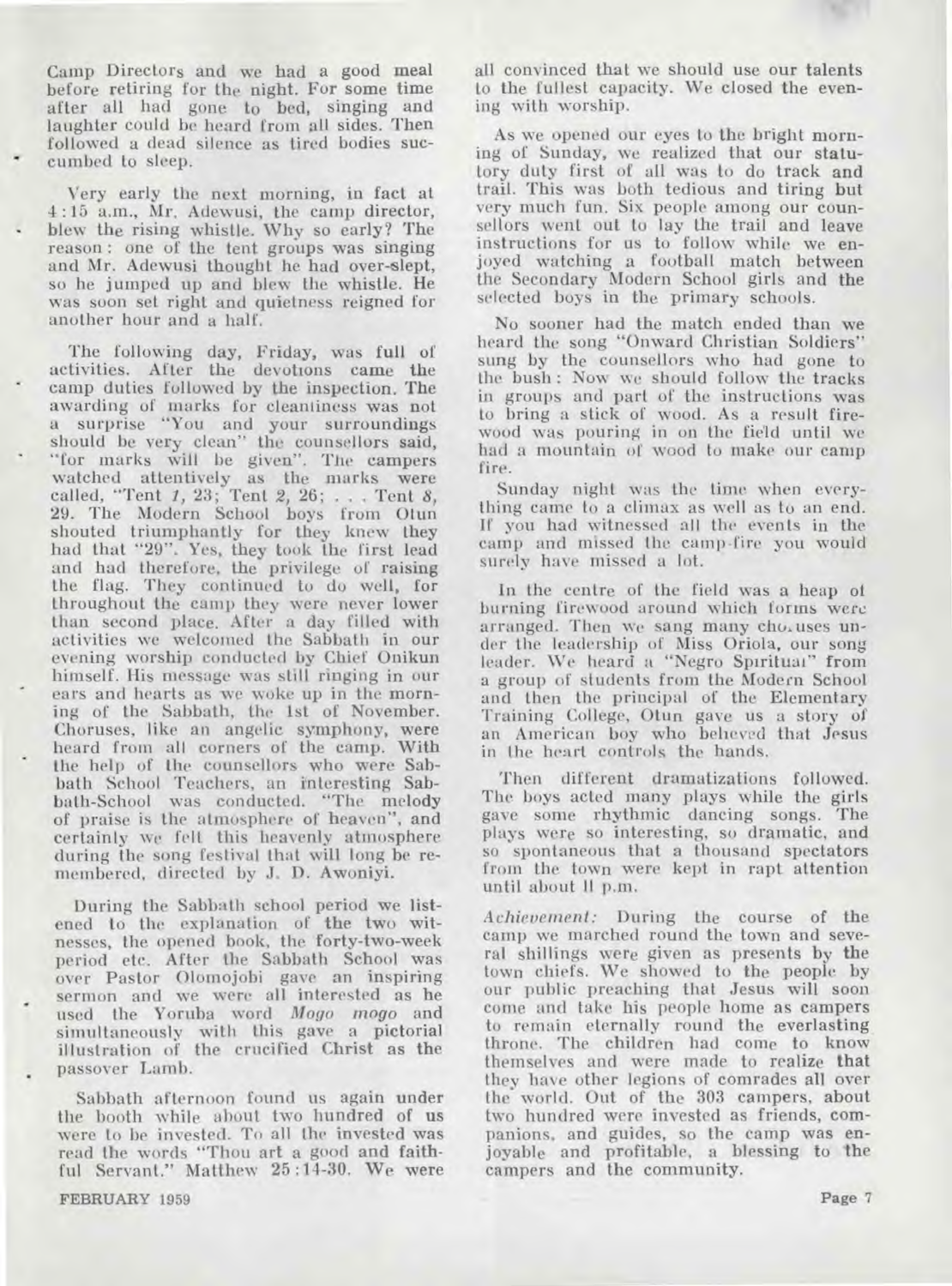Camp Directors and we had a good meal before retiring for the night. For some time after all had gone to bed, singing and laughter could be heard from all sides. Then followed a dead silence as tired bodies succumbed to sleep.

Very early the next morning, in fact at 4:15 a.m., Mr. Adewusi, the camp director, blew the rising whistle. Why so early? The reason: one of the tent groups was singing and Mr. Adewusi thought he had over-slept, so he jumped up and blew the whistle. He was soon set right and quietness reigned for another hour and a half.

The following day, Friday, was full of activities. After the devotions came the camp duties followed by the inspection. The awarding of marks for cleanliness was not a surprise "You and your surroundings should be very clean" the counsellors said, "for marks will be given". The campers watched attentively as the marks were called, "Tent *1*, 23; Tent *2*, 26; . . . Tent *8*, 29. The Modern School boys from Otun shouted triumphantly for they knew they had that "29". Yes, they took the first lead and had therefore, the privilege of raising the flag. They continued to do well, for throughout the camp they were never lower than second place. After a day filled with activities we welcomed the Sabbath in our evening worship conducted by Chief Onikun himself. His message was still ringing in our ears and hearts as we woke up in the morning of the Sabbath, the 1st of November. Choruses, like an angelic symphony, were heard from all corners of the camp. With the help of the counsellors who were Sabbath School Teachers, an interesting Sabbath-School was conducted. "The melody of praise is the atmosphere of heaven", and certainly we felt this heavenly atmosphere during the song festival that will long be remembered, directed by J. D. Awoniyi.

During the Sabbath school period we listened to the explanation of the two witnesses, the opened book, the forty-two-week period etc. After the Sabbath School was over Pastor Olomojobi gave an inspiring sermon and we were all interested as he used the Yoruba word *Mogo mogo* and simultaneously with this gave a pictorial illustration of the crucified Christ as the passover Lamb.

Sabbath afternoon found us again under the booth while about two hundred of us were to be invested. To all the invested was read the words "Thou art a good and faithful Servant." Matthew 25:14-30. We were all convinced that we should use our talents to the fullest capacity. We closed the evening with worship.

As we opened our eyes to the bright morning of Sunday, we realized that our statutory duty first of all was to do track and trail. This was both tedious and tiring but very much fun. Six people among our counsellors went out to lay the trail and leave instructions for us to follow while we enjoyed watching a football match between the Secondary Modern School girls and the selected boys in the primary schools.

No sooner had the match ended than we heard the song "Onward Christian Soldiers" sung by the counsellors who had gone to the bush: Now we should follow the tracks in groups and part of the instructions was to bring a stick of wood. As a result firewood was pouring in on the field until we had a mountain of wood to make our camp fire.

Sunday night was the time when everything came to a climax as well as to an end. If you had witnessed all the events in the camp and missed the camp-fire you would surely have missed a lot.

In the centre of the field was a heap of burning firewood around which forms were arranged. Then we sang many choruses under the leadership of Miss Oriola, our song leader. We heard a "Negro Spiritual" from a group of students from the Modern School and then the principal of the Elementary Training College, Otun gave us a story of an American boy who believed that Jesus in the heart controls the hands.

Then different dramatizations followed. The boys acted many plays while the girls gave some rhythmic dancing songs. The plays were so interesting, so dramatic, and so spontaneous that a thousand spectators from the town were kept in rapt attention until about 11 p.m.

*Achievement:* During the course of the camp we marched round the town and several shillings were given as presents by the town chiefs. We showed to the people by our public preaching that Jesus will soon come and take his people home as campers to remain eternally round the everlasting throne. The children had come to know themselves and were made to realize that they have other legions of comrades all over the world. Out of the 303 campers, about two hundred were invested as friends, companions, and guides, so the camp was enjoyable and profitable, a blessing to the campers and the community.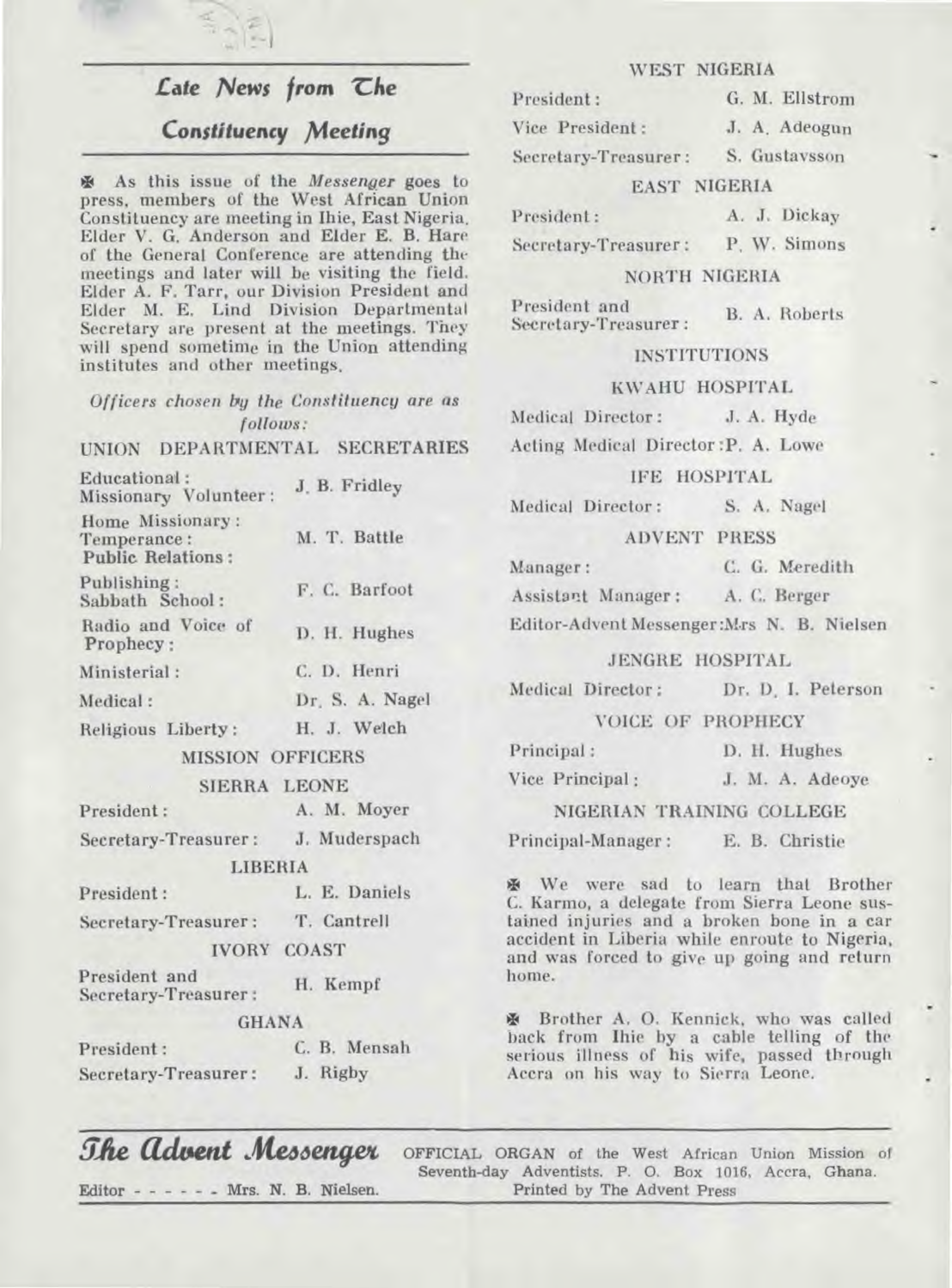## *Late News from The Constituency Meeting*

✠ As this issue of the *Messenger* goes to press, members of the West African Union Constituency are meeting in Ihie, East Nigeria. Elder V. G. Anderson and Elder E. B. Hare of the General Conference are attending the meetings and later will be visiting the field. Elder A. F. Tarr, our Division President and Elder M. E. Lind Division Departmental Secretary are present at the meetings. They will spend sometime in the Union attending institutes and other meetings.

*Officers chosen by the Constituency are as follows:*

UNION DEPARTMENTAL SECRETARIES

| | |
|---|---|
| Educational: Missionary Volunteer: | J. B. Fridley |
| Home Missionary: Temperance: Public Relations: | M. T. Battle |
| Publishing: Sabbath School: | F. C. Barfoot |
| Radio and Voice of Prophecy: | D. H. Hughes |
| Ministerial: | C. D. Henri |
| Medical: | Dr. S. A. Nagel |
| Religious Liberty: | H. J. Welch |

MISSION OFFICERS

SIERRA LEONE

| | |
|---|---|
| President: | A. M. Moyer |
| Secretary-Treasurer: | J. Muderspach |

LIBERIA

| | |
|---|---|
| President: | L. E. Daniels |
| Secretary-Treasurer: | T. Cantrell |

IVORY COAST

| | |
|---|---|
| President and Secretary-Treasurer: | H. Kempf |

GHANA

| | |
|---|---|
| President: | C. B. Mensah |
| Secretary-Treasurer: | J. Rigby |

WEST NIGERIA

| | |
|---|---|
| President: | G. M. Ellstrom |
| Vice President: | J. A. Adeogun |
| Secretary-Treasurer: | S. Gustavsson |

EAST NIGERIA

| | |
|---|---|
| President: | A. J. Dickay |
| Secretary-Treasurer: | P. W. Simons |

NORTH NIGERIA

| | |
|---|---|
| President and Secretary-Treasurer: | B. A. Roberts |

INSTITUTIONS

KWAHU HOSPITAL

| | |
|---|---|
| Medical Director: | J. A. Hyde |
| Acting Medical Director: | P. A. Lowe |

IFE HOSPITAL

| | |
|---|---|
| Medical Director: | S. A. Nagel |

ADVENT PRESS

| | |
|---|---|
| Manager: | C. G. Meredith |
| Assistant Manager: | A. C. Berger |
| Editor-Advent Messenger: | Mrs N. B. Nielsen |

JENGRE HOSPITAL

| | |
|---|---|
| Medical Director: | Dr. D. I. Peterson |

VOICE OF PROPHECY

| | |
|---|---|
| Principal: | D. H. Hughes |
| Vice Principal: | J. M. A. Adeoye |

NIGERIAN TRAINING COLLEGE

| | |
|---|---|
| Principal-Manager: | E. B. Christie |

✠ We were sad to learn that Brother C. Karmo, a delegate from Sierra Leone sustained injuries and a broken bone in a car accident in Liberia while enroute to Nigeria, and was forced to give up going and return home.

✠ Brother A. O. Kennick, who was called back from Ihie by a cable telling of the serious illness of his wife, passed through Accra on his way to Sierra Leone.

---

**The Advent Messenger** OFFICIAL ORGAN of the West African Union Mission of Seventh-day Adventists. P. O. Box 1016, Accra, Ghana.

Editor - - - - - - Mrs. N. B. Nielsen. Printed by The Advent Press